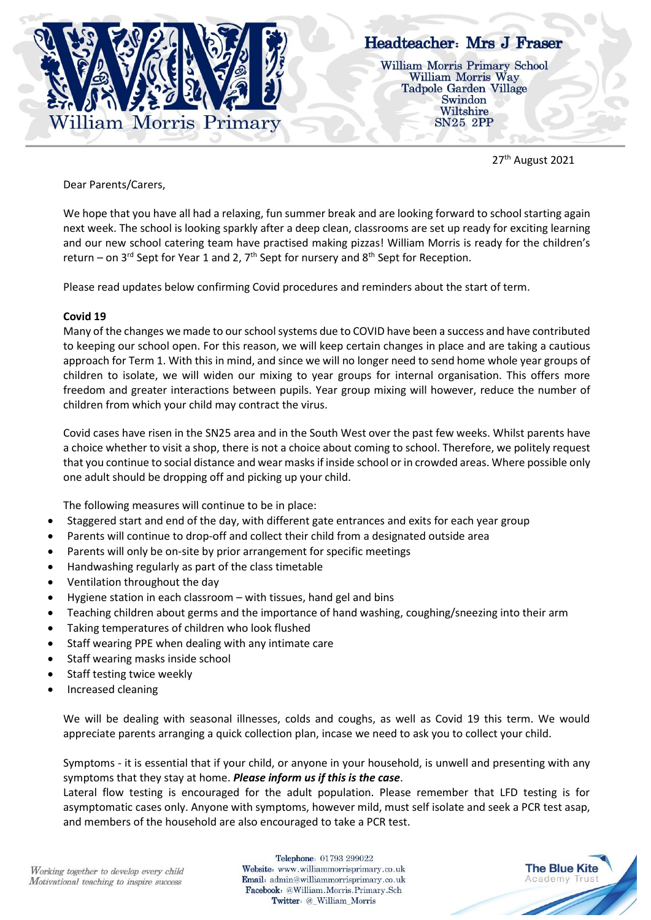William Morris Primary

**Headteacher: Mrs J Fraser**

William Morris Primary School
William Morris Way
Tadpole Garden Village
Swindon
Wiltshire
SN25 2PP

27th August 2021

Dear Parents/Carers,

We hope that you have all had a relaxing, fun summer break and are looking forward to school starting again next week. The school is looking sparkly after a deep clean, classrooms are set up ready for exciting learning and our new school catering team have practised making pizzas! William Morris is ready for the children's return – on 3rd Sept for Year 1 and 2, 7th Sept for nursery and 8th Sept for Reception.

Please read updates below confirming Covid procedures and reminders about the start of term.

**Covid 19**

Many of the changes we made to our school systems due to COVID have been a success and have contributed to keeping our school open. For this reason, we will keep certain changes in place and are taking a cautious approach for Term 1. With this in mind, and since we will no longer need to send home whole year groups of children to isolate, we will widen our mixing to year groups for internal organisation. This offers more freedom and greater interactions between pupils. Year group mixing will however, reduce the number of children from which your child may contract the virus.

Covid cases have risen in the SN25 area and in the South West over the past few weeks. Whilst parents have a choice whether to visit a shop, there is not a choice about coming to school. Therefore, we politely request that you continue to social distance and wear masks if inside school or in crowded areas. Where possible only one adult should be dropping off and picking up your child.

The following measures will continue to be in place:

- Staggered start and end of the day, with different gate entrances and exits for each year group
- Parents will continue to drop-off and collect their child from a designated outside area
- Parents will only be on-site by prior arrangement for specific meetings
- Handwashing regularly as part of the class timetable
- Ventilation throughout the day
- Hygiene station in each classroom – with tissues, hand gel and bins
- Teaching children about germs and the importance of hand washing, coughing/sneezing into their arm
- Taking temperatures of children who look flushed
- Staff wearing PPE when dealing with any intimate care
- Staff wearing masks inside school
- Staff testing twice weekly
- Increased cleaning

We will be dealing with seasonal illnesses, colds and coughs, as well as Covid 19 this term. We would appreciate parents arranging a quick collection plan, incase we need to ask you to collect your child.

Symptoms - it is essential that if your child, or anyone in your household, is unwell and presenting with any symptoms that they stay at home. ***Please inform us if this is the case***.
Lateral flow testing is encouraged for the adult population. Please remember that LFD testing is for asymptomatic cases only. Anyone with symptoms, however mild, must self isolate and seek a PCR test asap, and members of the household are also encouraged to take a PCR test.

*Working together to develop every child*
*Motivational teaching to inspire success*

**Telephone**: 01793 299022
**Website**: www.williammorrisprimary.co.uk
**Email**: admin@williammorrisprimary.co.uk
**Facebook**: @William.Morris.Primary.Sch
**Twitter**: @_William_Morris

The Blue Kite Academy Trust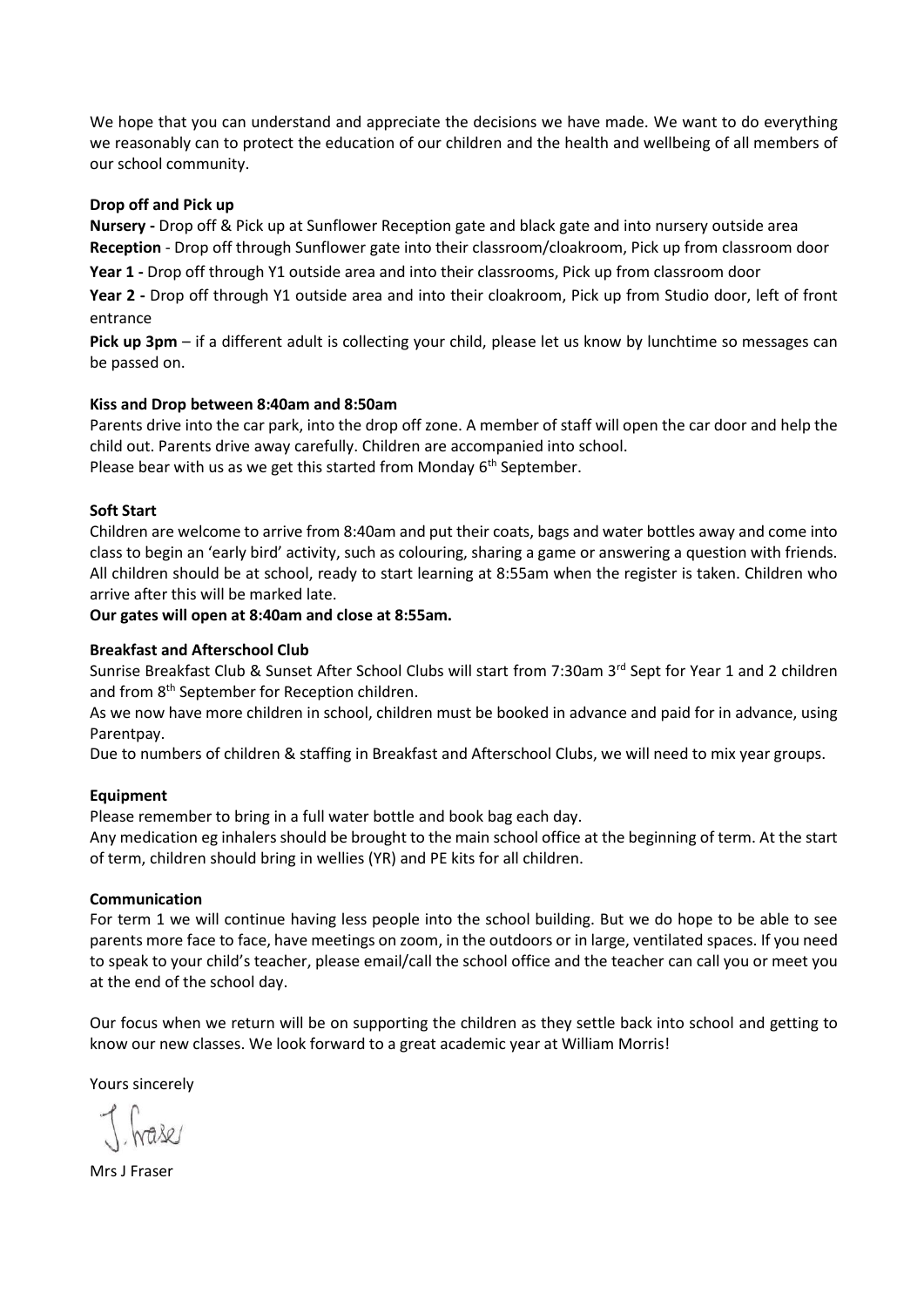We hope that you can understand and appreciate the decisions we have made. We want to do everything we reasonably can to protect the education of our children and the health and wellbeing of all members of our school community.

**Drop off and Pick up**

**Nursery -** Drop off & Pick up at Sunflower Reception gate and black gate and into nursery outside area

**Reception** - Drop off through Sunflower gate into their classroom/cloakroom, Pick up from classroom door

**Year 1 -** Drop off through Y1 outside area and into their classrooms, Pick up from classroom door

**Year 2 -** Drop off through Y1 outside area and into their cloakroom, Pick up from Studio door, left of front entrance

**Pick up 3pm** – if a different adult is collecting your child, please let us know by lunchtime so messages can be passed on.

**Kiss and Drop between 8:40am and 8:50am**

Parents drive into the car park, into the drop off zone. A member of staff will open the car door and help the child out. Parents drive away carefully. Children are accompanied into school.
Please bear with us as we get this started from Monday 6th September.

**Soft Start**

Children are welcome to arrive from 8:40am and put their coats, bags and water bottles away and come into class to begin an 'early bird' activity, such as colouring, sharing a game or answering a question with friends. All children should be at school, ready to start learning at 8:55am when the register is taken. Children who arrive after this will be marked late.

**Our gates will open at 8:40am and close at 8:55am.**

**Breakfast and Afterschool Club**

Sunrise Breakfast Club & Sunset After School Clubs will start from 7:30am 3rd Sept for Year 1 and 2 children and from 8th September for Reception children.

As we now have more children in school, children must be booked in advance and paid for in advance, using Parentpay.

Due to numbers of children & staffing in Breakfast and Afterschool Clubs, we will need to mix year groups.

**Equipment**

Please remember to bring in a full water bottle and book bag each day.

Any medication eg inhalers should be brought to the main school office at the beginning of term. At the start of term, children should bring in wellies (YR) and PE kits for all children.

**Communication**

For term 1 we will continue having less people into the school building. But we do hope to be able to see parents more face to face, have meetings on zoom, in the outdoors or in large, ventilated spaces. If you need to speak to your child's teacher, please email/call the school office and the teacher can call you or meet you at the end of the school day.

Our focus when we return will be on supporting the children as they settle back into school and getting to know our new classes. We look forward to a great academic year at William Morris!

Yours sincerely

J. Fraser

Mrs J Fraser